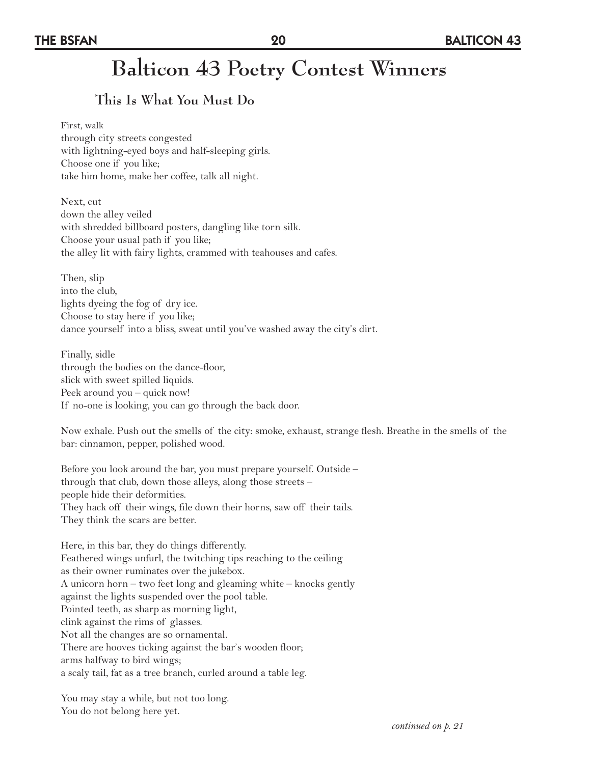# Balticon 43 Poetry Contest Winners

## This Is What You Must Do

First, walk  
through city streets congested  
with lightning-eyed boys and half-sleeping girls.  
Choose one if you like;  
take him home, make her coffee, talk all night.

Next, cut  
down the alley veiled  
with shredded billboard posters, dangling like torn silk.  
Choose your usual path if you like;  
the alley lit with fairy lights, crammed with teahouses and cafes.

Then, slip  
into the club,  
lights dyeing the fog of dry ice.  
Choose to stay here if you like;  
dance yourself into a bliss, sweat until you've washed away the city's dirt.

Finally, sidle  
through the bodies on the dance-floor,  
slick with sweet spilled liquids.  
Peek around you – quick now!  
If no-one is looking, you can go through the back door.

Now exhale. Push out the smells of the city: smoke, exhaust, strange flesh. Breathe in the smells of the bar: cinnamon, pepper, polished wood.

Before you look around the bar, you must prepare yourself. Outside –  
through that club, down those alleys, along those streets –  
people hide their deformities.  
They hack off their wings, file down their horns, saw off their tails.  
They think the scars are better.

Here, in this bar, they do things differently.  
Feathered wings unfurl, the twitching tips reaching to the ceiling  
as their owner ruminates over the jukebox.  
A unicorn horn – two feet long and gleaming white – knocks gently  
against the lights suspended over the pool table.  
Pointed teeth, as sharp as morning light,  
clink against the rims of glasses.  
Not all the changes are so ornamental.  
There are hooves ticking against the bar's wooden floor;  
arms halfway to bird wings;  
a scaly tail, fat as a tree branch, curled around a table leg.

You may stay a while, but not too long.  
You do not belong here yet.

*continued on p. 21*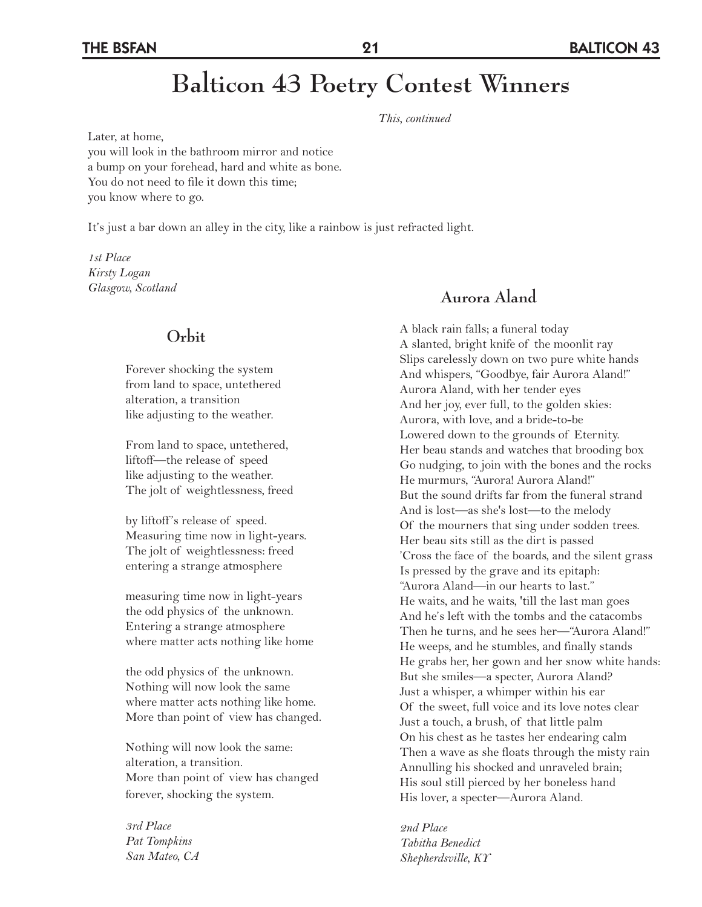# Balticon 43 Poetry Contest Winners

*This, continued*

Later, at home,
you will look in the bathroom mirror and notice
a bump on your forehead, hard and white as bone.
You do not need to file it down this time;
you know where to go.

It's just a bar down an alley in the city, like a rainbow is just refracted light.

*1st Place*
*Kirsty Logan*
*Glasgow, Scotland*

## Orbit

Forever shocking the system
from land to space, untethered
alteration, a transition
like adjusting to the weather.

From land to space, untethered,
liftoff—the release of speed
like adjusting to the weather.
The jolt of weightlessness, freed

by liftoff's release of speed.
Measuring time now in light-years.
The jolt of weightlessness: freed
entering a strange atmosphere

measuring time now in light-years
the odd physics of the unknown.
Entering a strange atmosphere
where matter acts nothing like home

the odd physics of the unknown.
Nothing will now look the same
where matter acts nothing like home.
More than point of view has changed.

Nothing will now look the same:
alteration, a transition.
More than point of view has changed
forever, shocking the system.

*3rd Place*
*Pat Tompkins*
*San Mateo, CA*

## Aurora Aland

A black rain falls; a funeral today
A slanted, bright knife of the moonlit ray
Slips carelessly down on two pure white hands
And whispers, "Goodbye, fair Aurora Aland!"
Aurora Aland, with her tender eyes
And her joy, ever full, to the golden skies:
Aurora, with love, and a bride-to-be
Lowered down to the grounds of Eternity.
Her beau stands and watches that brooding box
Go nudging, to join with the bones and the rocks
He murmurs, "Aurora! Aurora Aland!"
But the sound drifts far from the funeral strand
And is lost—as she's lost—to the melody
Of the mourners that sing under sodden trees.
Her beau sits still as the dirt is passed
'Cross the face of the boards, and the silent grass
Is pressed by the grave and its epitaph:
"Aurora Aland—in our hearts to last."
He waits, and he waits, 'till the last man goes
And he's left with the tombs and the catacombs
Then he turns, and he sees her—"Aurora Aland!"
He weeps, and he stumbles, and finally stands
He grabs her, her gown and her snow white hands:
But she smiles—a specter, Aurora Aland?
Just a whisper, a whimper within his ear
Of the sweet, full voice and its love notes clear
Just a touch, a brush, of that little palm
On his chest as he tastes her endearing calm
Then a wave as she floats through the misty rain
Annulling his shocked and unraveled brain;
His soul still pierced by her boneless hand
His lover, a specter—Aurora Aland.

*2nd Place*
*Tabitha Benedict*
*Shepherdsville, KY*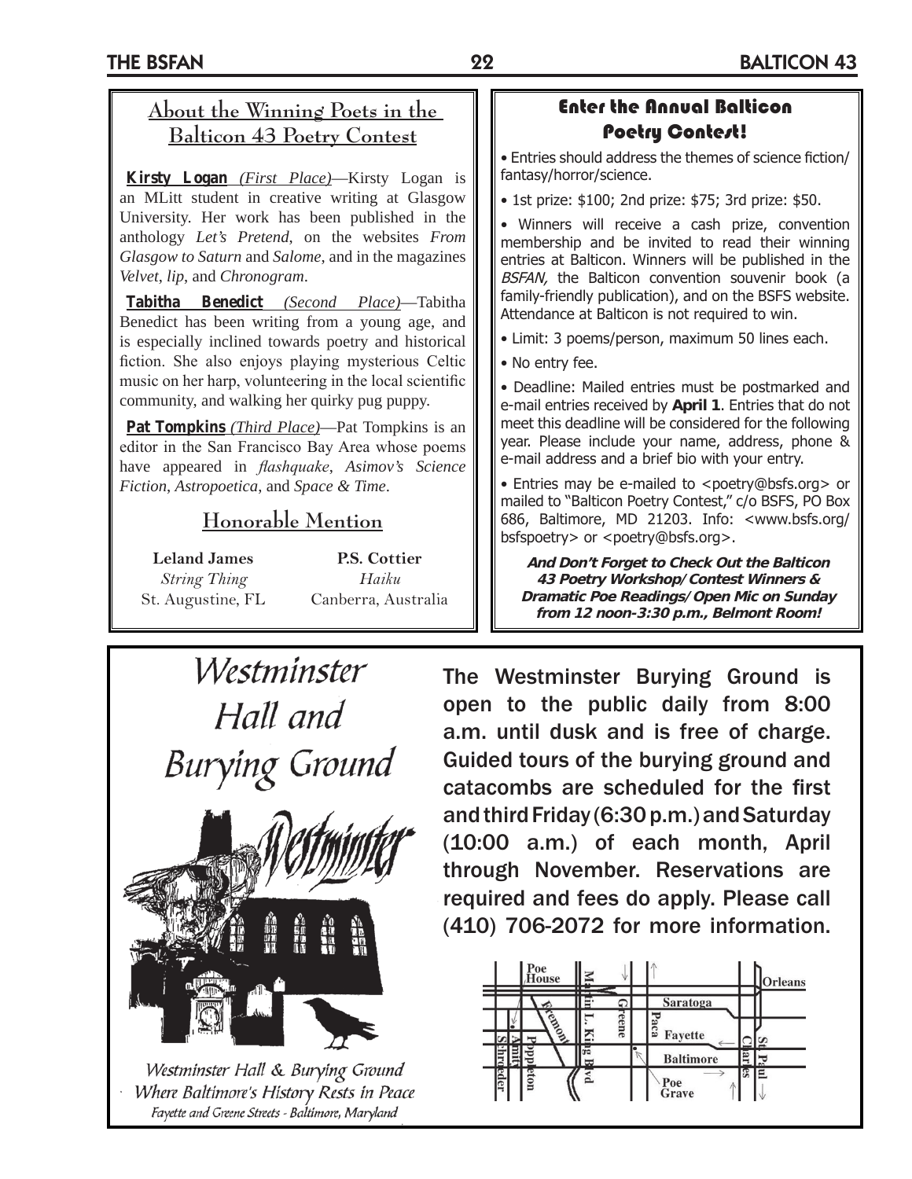## About the Winning Poets in the Balticon 43 Poetry Contest

**Kirsty Logan** *(First Place)*—Kirsty Logan is an MLitt student in creative writing at Glasgow University. Her work has been published in the anthology *Let's Pretend*, on the websites *From Glasgow to Saturn* and *Salome*, and in the magazines *Velvet*, *lip*, and *Chronogram*.

**Tabitha Benedict** *(Second Place)*—Tabitha Benedict has been writing from a young age, and is especially inclined towards poetry and historical fiction. She also enjoys playing mysterious Celtic music on her harp, volunteering in the local scientific community, and walking her quirky pug puppy.

**Pat Tompkins** *(Third Place)*—Pat Tompkins is an editor in the San Francisco Bay Area whose poems have appeared in *flashquake*, *Asimov's Science Fiction*, *Astropoetica*, and *Space & Time*.

### Honorable Mention

| | |
|---|---|
| **Leland James** | **P.S. Cottier** |
| *String Thing* | *Haiku* |
| St. Augustine, FL | Canberra, Australia |

## Enter the Annual Balticon Poetry Contest!

- Entries should address the themes of science fiction/ fantasy/horror/science.
- 1st prize: $100; 2nd prize: $75; 3rd prize: $50.
- Winners will receive a cash prize, convention membership and be invited to read their winning entries at Balticon. Winners will be published in the *BSFAN,* the Balticon convention souvenir book (a family-friendly publication), and on the BSFS website. Attendance at Balticon is not required to win.
- Limit: 3 poems/person, maximum 50 lines each.
- No entry fee.
- Deadline: Mailed entries must be postmarked and e-mail entries received by **April 1**. Entries that do not meet this deadline will be considered for the following year. Please include your name, address, phone & e-mail address and a brief bio with your entry.
- Entries may be e-mailed to <poetry@bsfs.org> or mailed to "Balticon Poetry Contest," c/o BSFS, PO Box 686, Baltimore, MD 21203. Info: <www.bsfs.org/bsfspoetry> or <poetry@bsfs.org>.

***And Don't Forget to Check Out the Balticon 43 Poetry Workshop/Contest Winners & Dramatic Poe Readings/Open Mic on Sunday from 12 noon-3:30 p.m., Belmont Room!***

## Westminster Hall and Burying Ground

Westminster

*Westminster Hall & Burying Ground*
*Where Baltimore's History Rests in Peace*
*Fayette and Greene Streets - Baltimore, Maryland*

The Westminster Burying Ground is open to the public daily from 8:00 a.m. until dusk and is free of charge. Guided tours of the burying ground and catacombs are scheduled for the first and third Friday (6:30 p.m.) and Saturday (10:00 a.m.) of each month, April through November. Reservations are required and fees do apply. Please call (410) 706-2072 for more information.

Poe House
Martin L. King Blvd
Greene
Paca
Orleans
Saratoga
Fremont
Fayette
Charles
St. Paul
Schroeder
Amity
Poppleton
Baltimore
Poe Grave